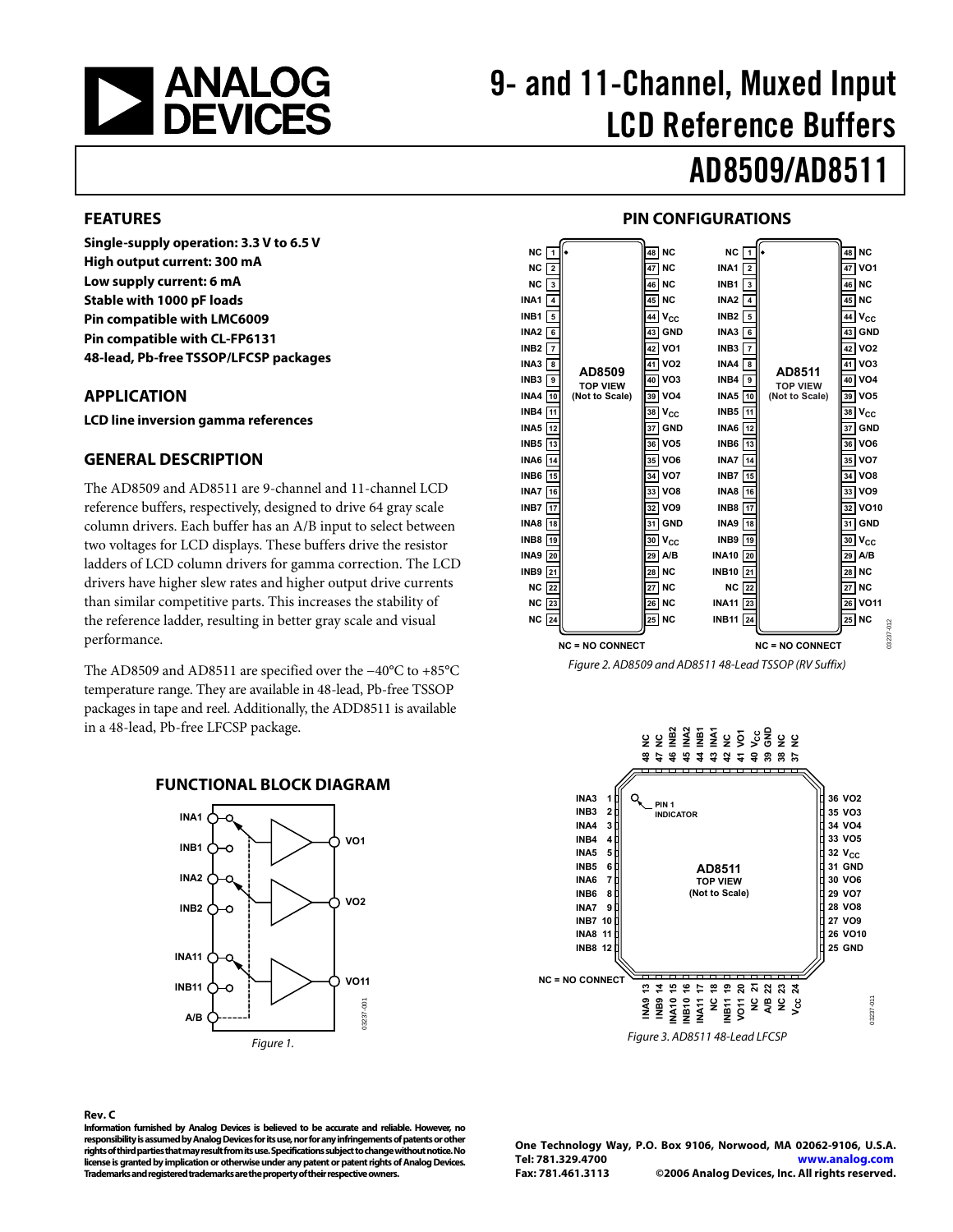# 9- and 11-Channel, Muxed Input LCD Reference Buffers

# AD8509/AD8511

## FEATURES

**Single-supply operation: 3.3 V to 6.5 V**
**High output current: 300 mA**
**Low supply current: 6 mA**
**Stable with 1000 pF loads**
**Pin compatible with LMC6009**
**Pin compatible with CL-FP6131**
**48-lead, Pb-free TSSOP/LFCSP packages**

## APPLICATION

**LCD line inversion gamma references**

## GENERAL DESCRIPTION

The AD8509 and AD8511 are 9-channel and 11-channel LCD reference buffers, respectively, designed to drive 64 gray scale column drivers. Each buffer has an A/B input to select between two voltages for LCD displays. These buffers drive the resistor ladders of LCD column drivers for gamma correction. The LCD drivers have higher slew rates and higher output drive currents than similar competitive parts. This increases the stability of the reference ladder, resulting in better gray scale and visual performance.

The AD8509 and AD8511 are specified over the −40°C to +85°C temperature range. They are available in 48-lead, Pb-free TSSOP packages in tape and reel. Additionally, the ADD8511 is available in a 48-lead, Pb-free LFCSP package.

## FUNCTIONAL BLOCK DIAGRAM

INA1
INB1
INA2
INB2
INA11
INB11
A/B
VO1
VO2
VO11
03237-001

Figure 1.

## PIN CONFIGURATIONS

AD8509 TOP VIEW (Not to Scale)

NC 1, NC 2, NC 3, INA1 4, INB1 5, INA2 6, INB2 7, INA3 8, INB3 9, INA4 10, INB4 11, INA5 12, INB5 13, INA6 14, INB6 15, INA7 16, INB7 17, INA8 18, INB8 19, INA9 20, INB9 21, NC 22, NC 23, NC 24
48 NC, 47 NC, 46 NC, 45 NC, 44 $V_{CC}$, 43 GND, 42 VO1, 41 VO2, 40 VO3, 39 VO4, 38 $V_{CC}$, 37 GND, 36 VO5, 35 VO6, 34 VO7, 33 VO8, 32 VO9, 31 GND, 30 $V_{CC}$, 29 A/B, 28 NC, 27 NC, 26 NC, 25 NC

NC = NO CONNECT

AD8511 TOP VIEW (Not to Scale)

NC 1, INA1 2, INB1 3, INA2 4, INB2 5, INA3 6, INB3 7, INA4 8, INB4 9, INA5 10, INB5 11, INA6 12, INB6 13, INA7 14, INB7 15, INA8 16, INB8 17, INA9 18, INB9 19, INA10 20, INB10 21, NC 22, INA11 23, INB11 24
48 NC, 47 VO1, 46 NC, 45 NC, 44 $V_{CC}$, 43 GND, 42 VO2, 41 VO3, 40 VO4, 39 VO5, 38 $V_{CC}$, 37 GND, 36 VO6, 35 VO7, 34 VO8, 33 VO9, 32 VO10, 31 GND, 30 $V_{CC}$, 29 A/B, 28 NC, 27 NC, 26 VO11, 25 NC

NC = NO CONNECT
03237-012

Figure 2. AD8509 and AD8511 48-Lead TSSOP (RV Suffix)

AD8511 TOP VIEW (Not to Scale)
PIN 1 INDICATOR

48 NC, 47 NC, 46 INB2, 45 INA2, 44 INB1, 43 INA1, 42 NC, 41 VO1, 40 $V_{CC}$, 39 GND, 38 NC, 37 NC
INA3 1, INB3 2, INA4 3, INB4 4, INA5 5, INB5 6, INA6 7, INB6 8, INA7 9, INB7 10, INA8 11, INB8 12
INA9 13, INB9 14, INA10 15, INB10 16, INA11 17, NC 18, INB11 19, VO11 20, NC 21, A/B 22, NC 23, $V_{CC}$ 24
36 VO2, 35 VO3, 34 VO4, 33 VO5, 32 $V_{CC}$, 31 GND, 30 VO6, 29 VO7, 28 VO8, 27 VO9, 26 VO10, 25 GND

NC = NO CONNECT
03237-011

Figure 3. AD8511 48-Lead LFCSP

**Rev. C**

**Information furnished by Analog Devices is believed to be accurate and reliable. However, no responsibility is assumed by Analog Devices for its use, nor for any infringements of patents or other rights of third parties that may result from its use. Specifications subject to change without notice. No license is granted by implication or otherwise under any patent or patent rights of Analog Devices. Trademarks and registered trademarks are the property of their respective owners.**

**One Technology Way, P.O. Box 9106, Norwood, MA 02062-9106, U.S.A.**
**Tel: 781.329.4700 www.analog.com**
**Fax: 781.461.3113 ©2006 Analog Devices, Inc. All rights reserved.**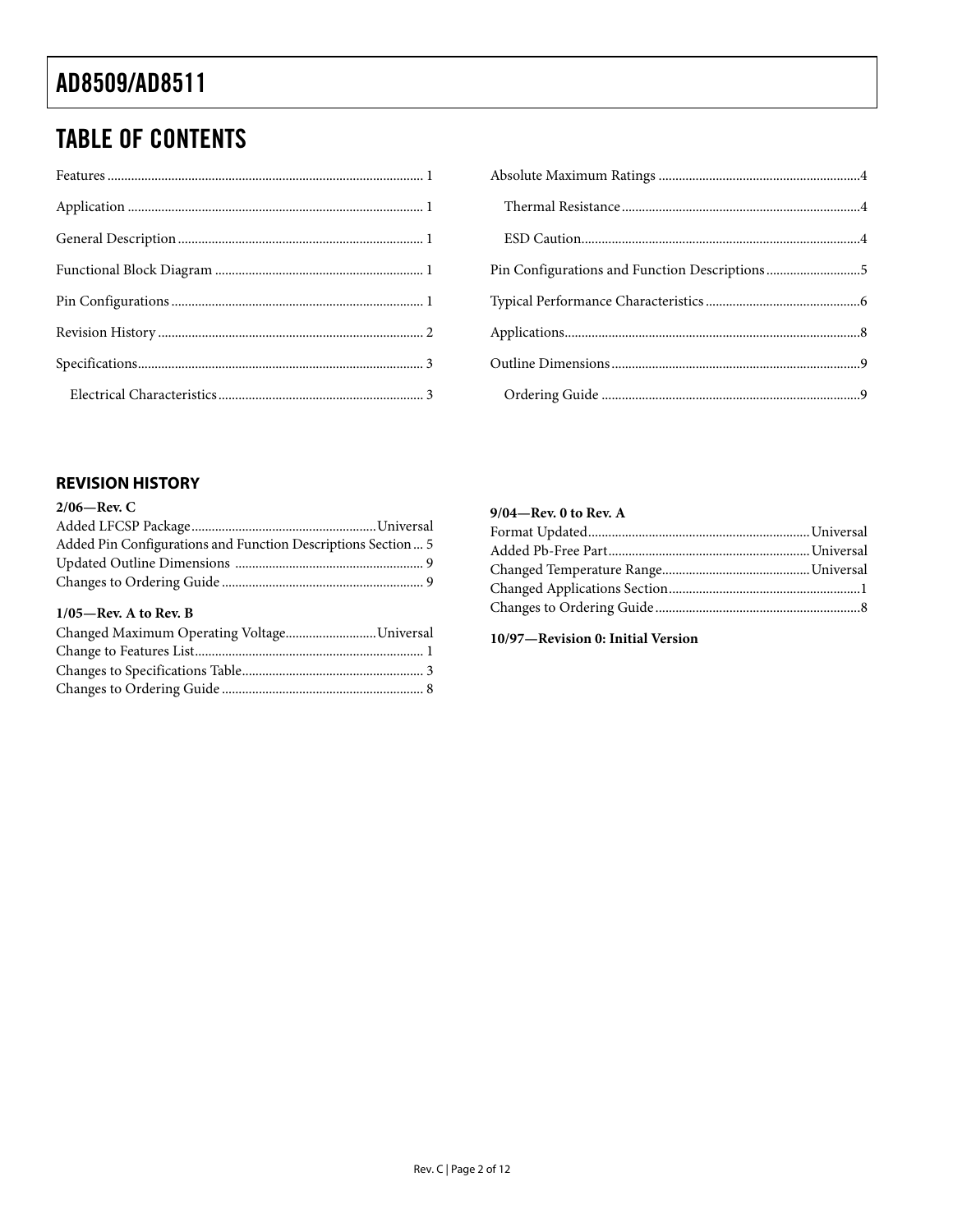## TABLE OF CONTENTS

Features ... 1
Application ... 1
General Description ... 1
Functional Block Diagram ... 1
Pin Configurations ... 1
Revision History ... 2
Specifications ... 3
  Electrical Characteristics ... 3
Absolute Maximum Ratings ... 4
  Thermal Resistance ... 4
  ESD Caution ... 4
Pin Configurations and Function Descriptions ... 5
Typical Performance Characteristics ... 6
Applications ... 8
Outline Dimensions ... 9
  Ordering Guide ... 9

### REVISION HISTORY

**2/06—Rev. C**

Added LFCSP Package ... Universal
Added Pin Configurations and Function Descriptions Section ... 5
Updated Outline Dimensions ... 9
Changes to Ordering Guide ... 9

**1/05—Rev. A to Rev. B**

Changed Maximum Operating Voltage ... Universal
Change to Features List ... 1
Changes to Specifications Table ... 3
Changes to Ordering Guide ... 8

**9/04—Rev. 0 to Rev. A**

Format Updated ... Universal
Added Pb-Free Part ... Universal
Changed Temperature Range ... Universal
Changed Applications Section ... 1
Changes to Ordering Guide ... 8

**10/97—Revision 0: Initial Version**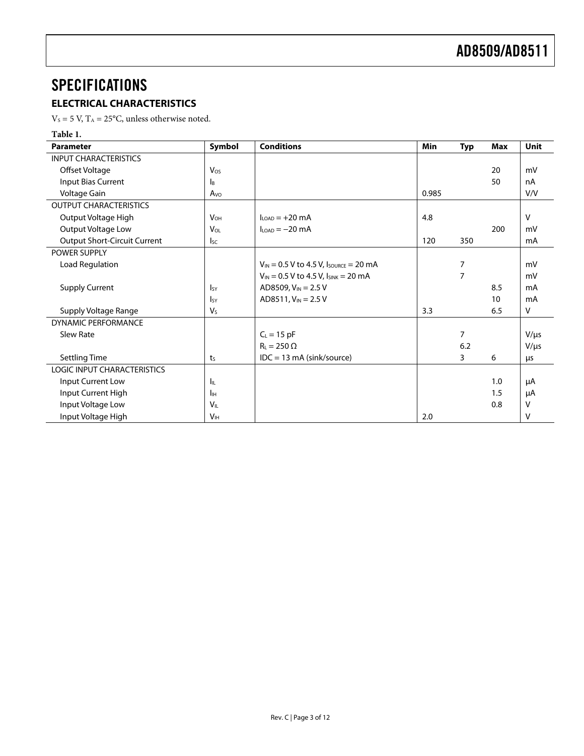# SPECIFICATIONS

## ELECTRICAL CHARACTERISTICS

$V_S$ = 5 V, $T_A$ = 25°C, unless otherwise noted.

**Table 1.**

| Parameter | Symbol | Conditions | Min | Typ | Max | Unit |
|---|---|---|---|---|---|---|
| INPUT CHARACTERISTICS | | | | | | |
| Offset Voltage | $V_{OS}$ | | | | 20 | mV |
| Input Bias Current | $I_B$ | | | | 50 | nA |
| Voltage Gain | $A_{VO}$ | | 0.985 | | | V/V |
| OUTPUT CHARACTERISTICS | | | | | | |
| Output Voltage High | $V_{OH}$ | $I_{LOAD}$ = +20 mA | 4.8 | | | V |
| Output Voltage Low | $V_{OL}$ | $I_{LOAD}$ = −20 mA | | | 200 | mV |
| Output Short-Circuit Current | $I_{SC}$ | | 120 | 350 | | mA |
| POWER SUPPLY | | | | | | |
| Load Regulation | | $V_{IN}$ = 0.5 V to 4.5 V, $I_{SOURCE}$ = 20 mA | | 7 | | mV |
| | | $V_{IN}$ = 0.5 V to 4.5 V, $I_{SINK}$ = 20 mA | | 7 | | mV |
| Supply Current | $I_{SY}$ | AD8509, $V_{IN}$ = 2.5 V | | | 8.5 | mA |
| | $I_{SY}$ | AD8511, $V_{IN}$ = 2.5 V | | | 10 | mA |
| Supply Voltage Range | $V_S$ | | 3.3 | | 6.5 | V |
| DYNAMIC PERFORMANCE | | | | | | |
| Slew Rate | | $C_L$ = 15 pF | | 7 | | V/μs |
| | | $R_L$ = 250 Ω | | 6.2 | | V/μs |
| Settling Time | $t_S$ | IDC = 13 mA (sink/source) | | 3 | 6 | μs |
| LOGIC INPUT CHARACTERISTICS | | | | | | |
| Input Current Low | $I_{IL}$ | | | | 1.0 | μA |
| Input Current High | $I_{IH}$ | | | | 1.5 | μA |
| Input Voltage Low | $V_{IL}$ | | | | 0.8 | V |
| Input Voltage High | $V_{IH}$ | | 2.0 | | | V |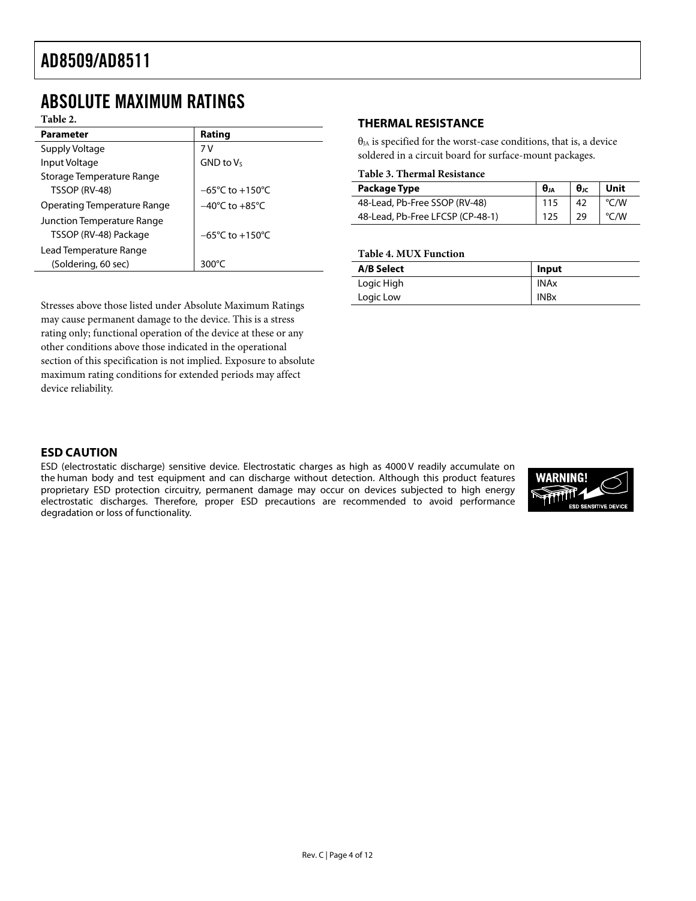## ABSOLUTE MAXIMUM RATINGS

**Table 2.**

| Parameter | Rating |
|---|---|
| Supply Voltage | 7 V |
| Input Voltage | GND to $V_S$ |
| Storage Temperature Range | |
| TSSOP (RV-48) | −65°C to +150°C |
| Operating Temperature Range | −40°C to +85°C |
| Junction Temperature Range | |
| TSSOP (RV-48) Package | −65°C to +150°C |
| Lead Temperature Range | |
| (Soldering, 60 sec) | 300°C |

Stresses above those listed under Absolute Maximum Ratings may cause permanent damage to the device. This is a stress rating only; functional operation of the device at these or any other conditions above those indicated in the operational section of this specification is not implied. Exposure to absolute maximum rating conditions for extended periods may affect device reliability.

### THERMAL RESISTANCE

$\theta_{JA}$ is specified for the worst-case conditions, that is, a device soldered in a circuit board for surface-mount packages.

**Table 3. Thermal Resistance**

| Package Type | $\theta_{JA}$ | $\theta_{JC}$ | Unit |
|---|---|---|---|
| 48-Lead, Pb-Free SSOP (RV-48) | 115 | 42 | °C/W |
| 48-Lead, Pb-Free LFCSP (CP-48-1) | 125 | 29 | °C/W |

**Table 4. MUX Function**

| A/B Select | Input |
|---|---|
| Logic High | INAx |
| Logic Low | INBx |

### ESD CAUTION

ESD (electrostatic discharge) sensitive device. Electrostatic charges as high as 4000 V readily accumulate on the human body and test equipment and can discharge without detection. Although this product features proprietary ESD protection circuitry, permanent damage may occur on devices subjected to high energy electrostatic discharges. Therefore, proper ESD precautions are recommended to avoid performance degradation or loss of functionality.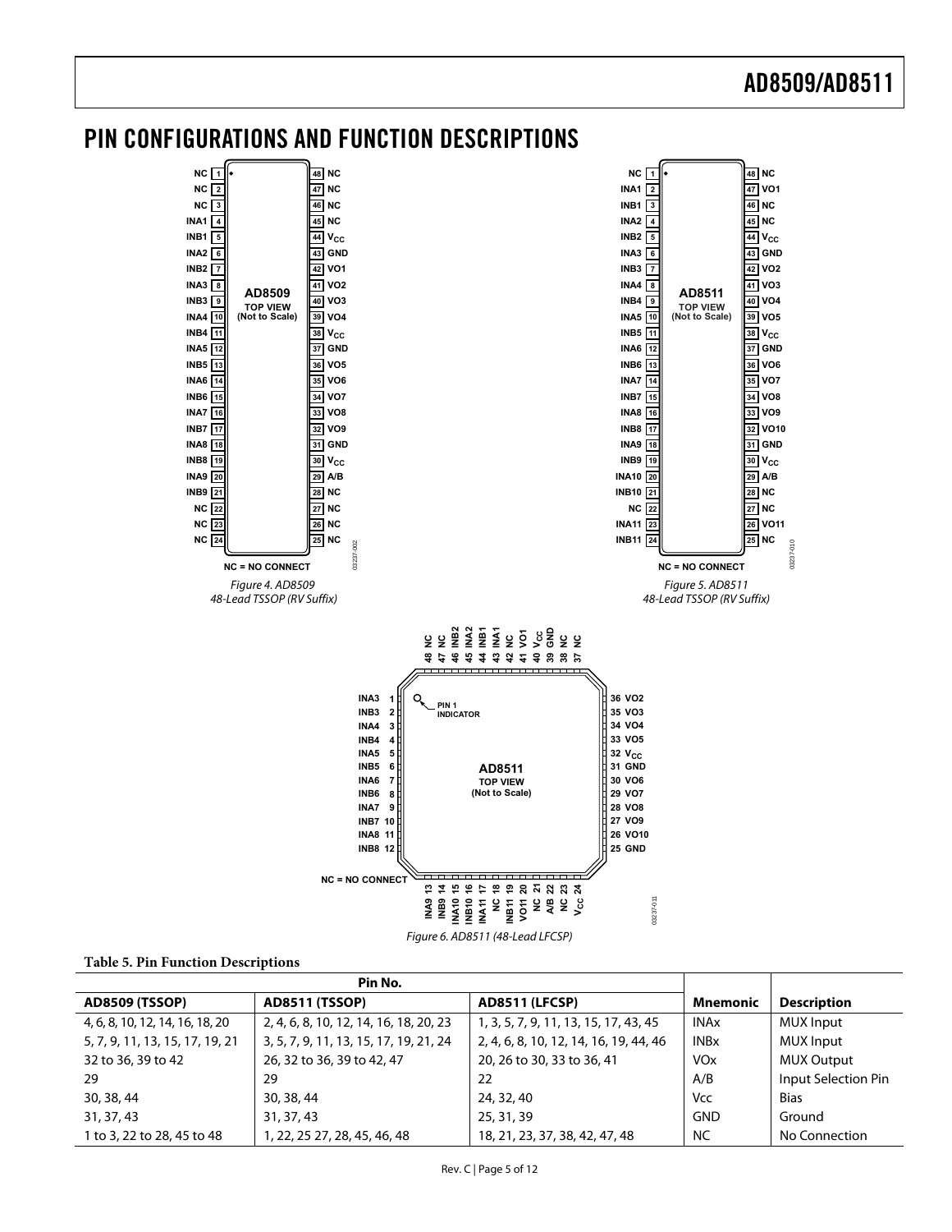# PIN CONFIGURATIONS AND FUNCTION DESCRIPTIONS

Figure 4. AD8509 48-Lead TSSOP (RV Suffix)

Figure 5. AD8511 48-Lead TSSOP (RV Suffix)

Figure 6. AD8511 (48-Lead LFCSP)

**Table 5. Pin Function Descriptions**

| Pin No. | | | | |
|---|---|---|---|---|
| **AD8509 (TSSOP)** | **AD8511 (TSSOP)** | **AD8511 (LFCSP)** | **Mnemonic** | **Description** |
| 4, 6, 8, 10, 12, 14, 16, 18, 20 | 2, 4, 6, 8, 10, 12, 14, 16, 18, 20, 23 | 1, 3, 5, 7, 9, 11, 13, 15, 17, 43, 45 | INAx | MUX Input |
| 5, 7, 9, 11, 13, 15, 17, 19, 21 | 3, 5, 7, 9, 11, 13, 15, 17, 19, 21, 24 | 2, 4, 6, 8, 10, 12, 14, 16, 19, 44, 46 | INBx | MUX Input |
| 32 to 36, 39 to 42 | 26, 32 to 36, 39 to 42, 47 | 20, 26 to 30, 33 to 36, 41 | VOx | MUX Output |
| 29 | 29 | 22 | A/B | Input Selection Pin |
| 30, 38, 44 | 30, 38, 44 | 24, 32, 40 | Vcc | Bias |
| 31, 37, 43 | 31, 37, 43 | 25, 31, 39 | GND | Ground |
| 1 to 3, 22 to 28, 45 to 48 | 1, 22, 25 27, 28, 45, 46, 48 | 18, 21, 23, 37, 38, 42, 47, 48 | NC | No Connection |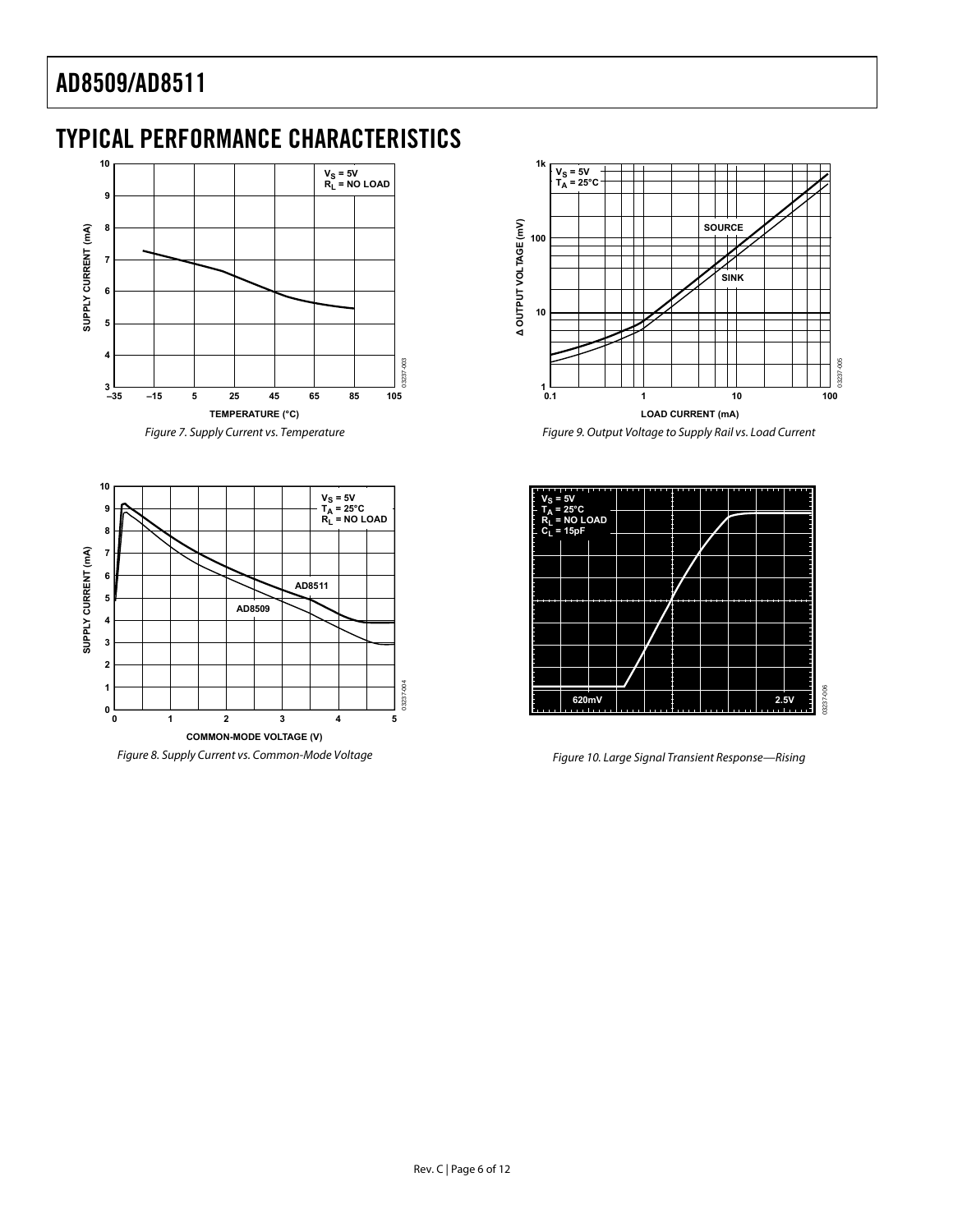## TYPICAL PERFORMANCE CHARACTERISTICS

SUPPLY CURRENT (mA)
10
9
8
7
6
5
4
3
–35 –15 5 25 45 65 85 105
TEMPERATURE (°C)
$V_S$ = 5V
$R_L$ = NO LOAD
03237-003

*Figure 7. Supply Current vs. Temperature*

SUPPLY CURRENT (mA)
10
9
8
7
6
5
4
3
2
1
0
0 1 2 3 4 5
COMMON-MODE VOLTAGE (V)
$V_S$ = 5V
$T_A$ = 25°C
$R_L$ = NO LOAD
AD8511
AD8509
03237-004

*Figure 8. Supply Current vs. Common-Mode Voltage*

Δ OUTPUT VOLTAGE (mV)
1k
100
10
1
0.1 1 10 100
LOAD CURRENT (mA)
$V_S$ = 5V
$T_A$ = 25°C
SOURCE
SINK
03237-005

*Figure 9. Output Voltage to Supply Rail vs. Load Current*

$V_S$ = 5V
$T_A$ = 25°C
$R_L$ = NO LOAD
$C_L$ = 15pF
620mV
2.5V
03237-006

*Figure 10. Large Signal Transient Response—Rising*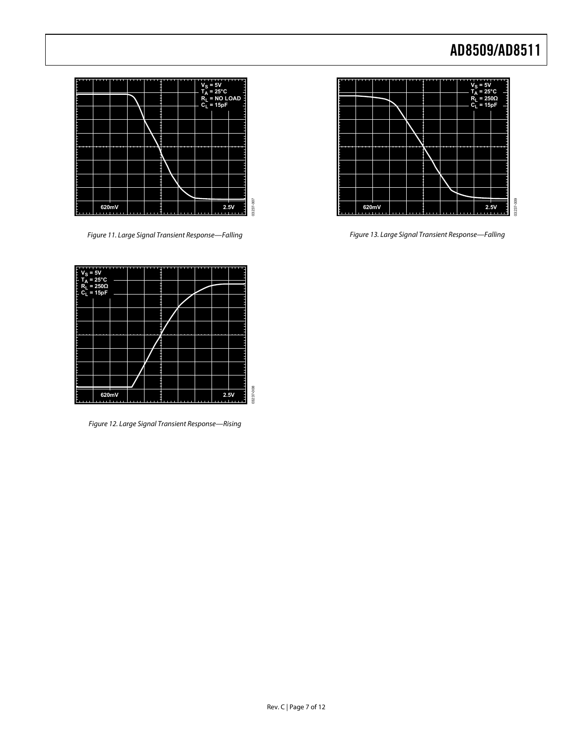$V_S = 5V$
$T_A = 25°C$
$R_L$ = NO LOAD
$C_L = 15pF$

620mV

2.5V

03237-007

*Figure 11. Large Signal Transient Response—Falling*

$V_S = 5V$
$T_A = 25°C$
$R_L = 250Ω$
$C_L = 15pF$

620mV

2.5V

03237-008

*Figure 12. Large Signal Transient Response—Rising*

$V_S = 5V$
$T_A = 25°C$
$R_L = 250Ω$
$C_L = 15pF$

620mV

2.5V

03237-009

*Figure 13. Large Signal Transient Response—Falling*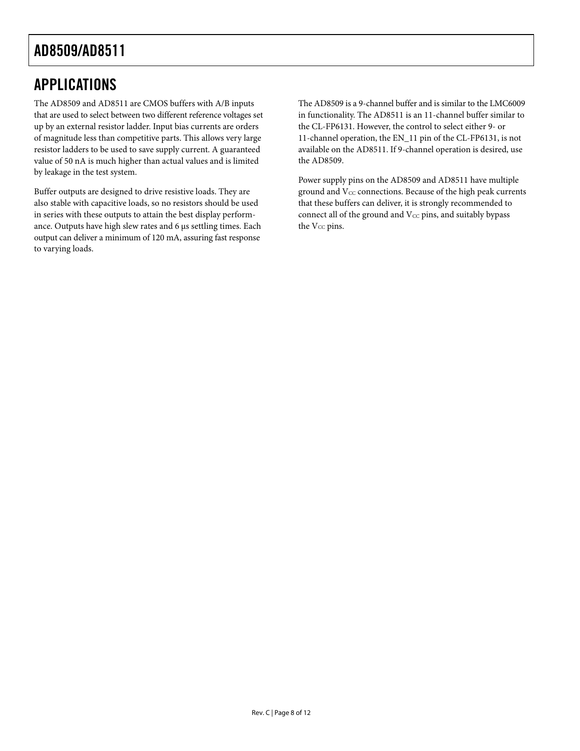## APPLICATIONS

The AD8509 and AD8511 are CMOS buffers with A/B inputs that are used to select between two different reference voltages set up by an external resistor ladder. Input bias currents are orders of magnitude less than competitive parts. This allows very large resistor ladders to be used to save supply current. A guaranteed value of 50 nA is much higher than actual values and is limited by leakage in the test system.

Buffer outputs are designed to drive resistive loads. They are also stable with capacitive loads, so no resistors should be used in series with these outputs to attain the best display performance. Outputs have high slew rates and 6 μs settling times. Each output can deliver a minimum of 120 mA, assuring fast response to varying loads.

The AD8509 is a 9-channel buffer and is similar to the LMC6009 in functionality. The AD8511 is an 11-channel buffer similar to the CL-FP6131. However, the control to select either 9- or 11-channel operation, the EN_11 pin of the CL-FP6131, is not available on the AD8511. If 9-channel operation is desired, use the AD8509.

Power supply pins on the AD8509 and AD8511 have multiple ground and $V_{CC}$ connections. Because of the high peak currents that these buffers can deliver, it is strongly recommended to connect all of the ground and $V_{CC}$ pins, and suitably bypass the $V_{CC}$ pins.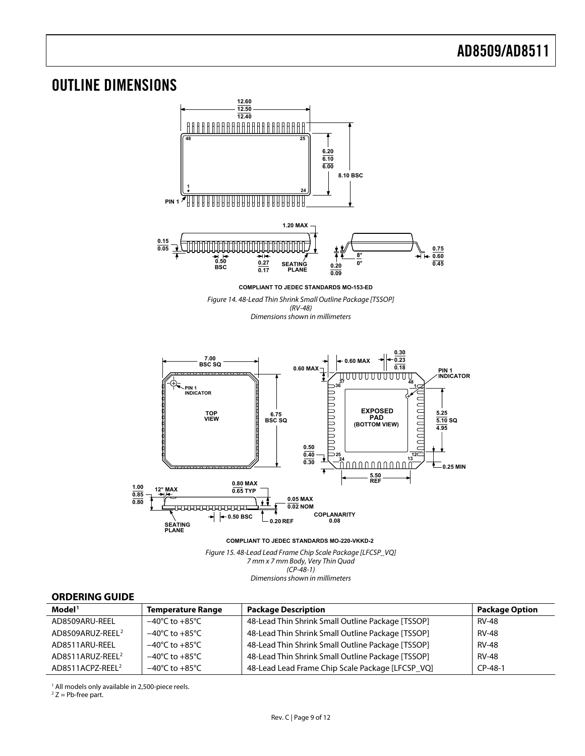# OUTLINE DIMENSIONS

12.60
12.50
12.40

48
25
1
24

PIN 1

6.20
6.10
6.00

8.10 BSC

1.20 MAX

0.15
0.05

0.50
BSC

0.27
0.17

SEATING
PLANE

0.20
0.09

8°
0°

0.75
0.60
0.45

COMPLIANT TO JEDEC STANDARDS MO-153-ED

Figure 14. 48-Lead Thin Shrink Small Outline Package [TSSOP]
(RV-48)
Dimensions shown in millimeters

7.00
BSC SQ

PIN 1
INDICATOR

TOP
VIEW

6.75
BSC SQ

0.60 MAX

0.60 MAX

0.30
0.23
0.18

PIN 1
INDICATOR

37
36
48
1

EXPOSED
PAD
(BOTTOM VIEW)

5.25
5.10 SQ
4.95

0.50
0.40
0.30

25
24
12
13

0.25 MIN

5.50
REF

1.00
0.85
0.80

12° MAX

0.80 MAX
0.65 TYP

0.05 MAX
0.02 NOM

0.50 BSC

0.20 REF

COPLANARITY
0.08

SEATING
PLANE

COMPLIANT TO JEDEC STANDARDS MO-220-VKKD-2

Figure 15. 48-Lead Lead Frame Chip Scale Package [LFCSP_VQ]
7 mm x 7 mm Body, Very Thin Quad
(CP-48-1)
Dimensions shown in millimeters

## ORDERING GUIDE

| Model[1] | Temperature Range | Package Description | Package Option |
|---|---|---|---|
| AD8509ARU-REEL | −40°C to +85°C | 48-Lead Thin Shrink Small Outline Package [TSSOP] | RV-48 |
| AD8509ARUZ-REEL[2] | −40°C to +85°C | 48-Lead Thin Shrink Small Outline Package [TSSOP] | RV-48 |
| AD8511ARU-REEL | −40°C to +85°C | 48-Lead Thin Shrink Small Outline Package [TSSOP] | RV-48 |
| AD8511ARUZ-REEL[2] | −40°C to +85°C | 48-Lead Thin Shrink Small Outline Package [TSSOP] | RV-48 |
| AD8511ACPZ-REEL[2] | −40°C to +85°C | 48-Lead Lead Frame Chip Scale Package [LFCSP_VQ] | CP-48-1 |

[1] All models only available in 2,500-piece reels.
[2] Z = Pb-free part.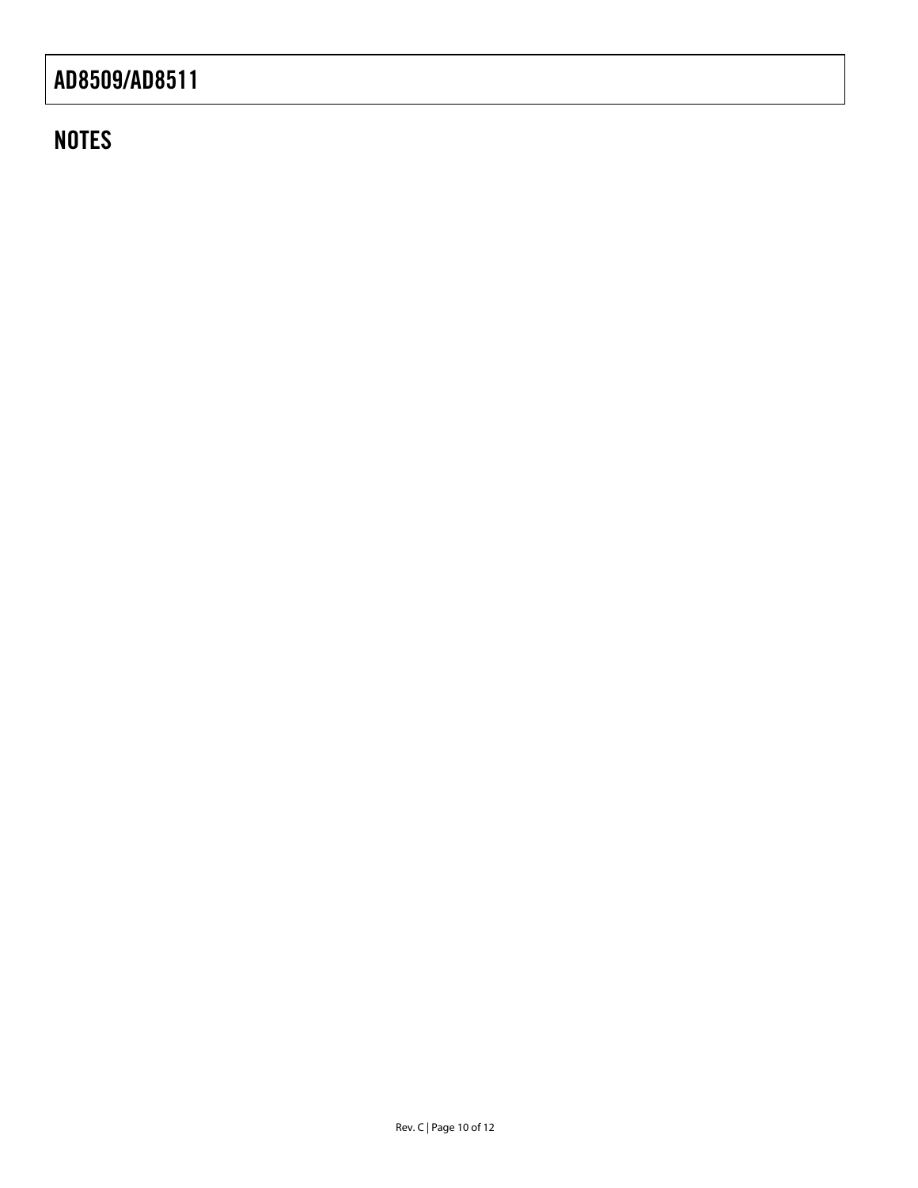## NOTES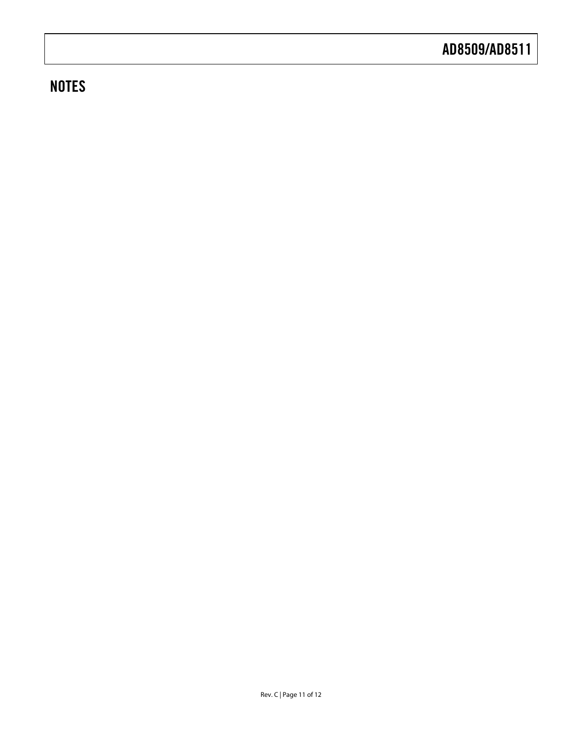## NOTES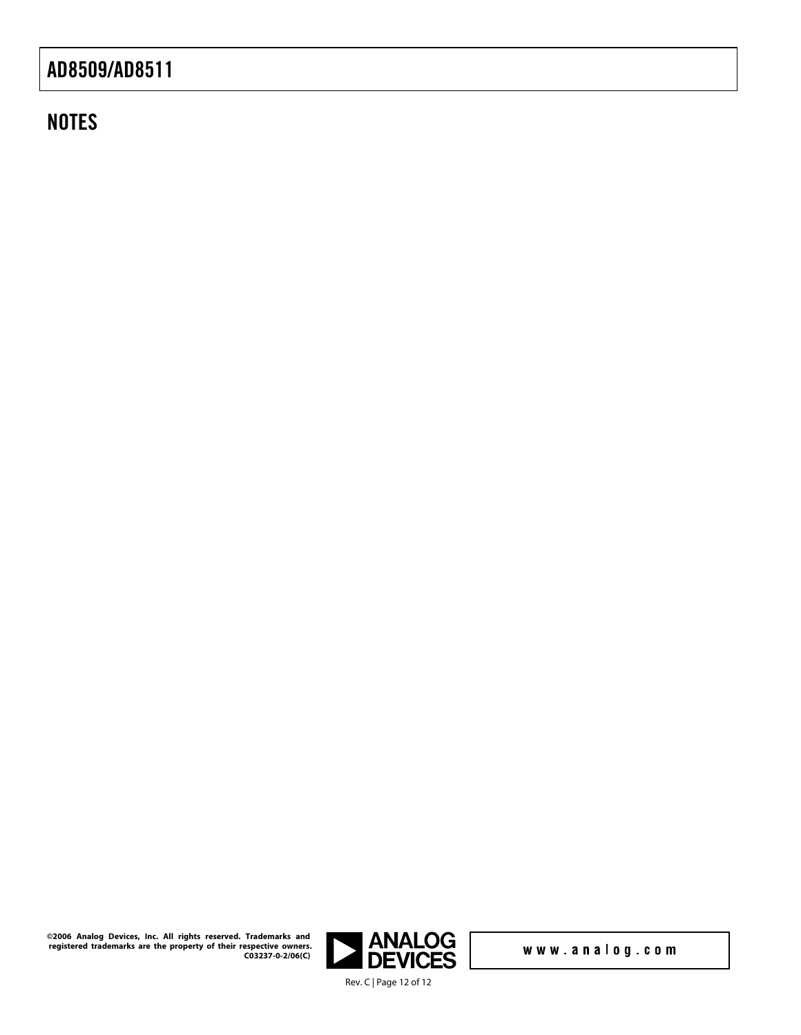## NOTES

©2006 Analog Devices, Inc. All rights reserved. Trademarks and registered trademarks are the property of their respective owners.
C03237-0-2/06(C)

www.analog.com